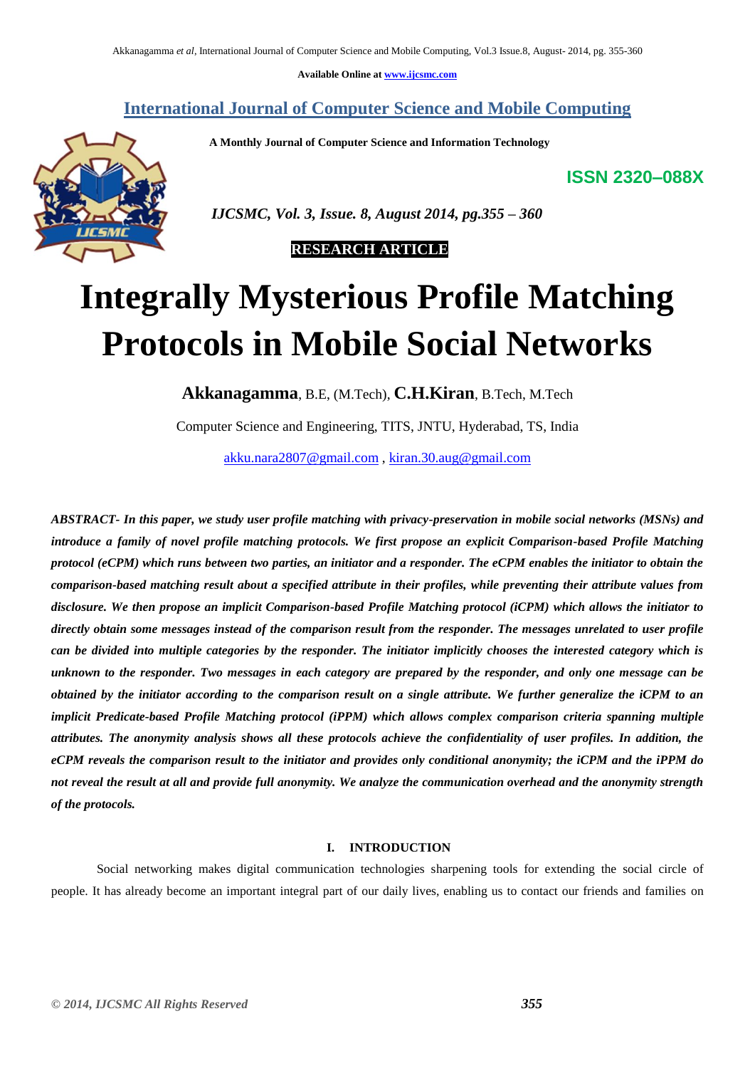Available Online at www.ijcsmc.com

## International Journal of Computer Science and Mobile Computing

**A Monthly Journal of Computer Science and Information Technology**

**ISSN 2320–088X**

*IJCSMC, Vol. 3, Issue. 8, August 2014, pg.355 – 360*

**RESEARCH ARTICLE**

# Integrally Mysterious Profile Matching Protocols in Mobile Social Networks

**Akkanagamma**, B.E, (M.Tech), **C.H.Kiran**, B.Tech, M.Tech

Computer Science and Engineering, TITS, JNTU, Hyderabad, TS, India

akku.nara2807@gmail.com , kiran.30.aug@gmail.com

***ABSTRACT- In this paper, we study user profile matching with privacy-preservation in mobile social networks (MSNs) and introduce a family of novel profile matching protocols. We first propose an explicit Comparison-based Profile Matching protocol (eCPM) which runs between two parties, an initiator and a responder. The eCPM enables the initiator to obtain the comparison-based matching result about a specified attribute in their profiles, while preventing their attribute values from disclosure. We then propose an implicit Comparison-based Profile Matching protocol (iCPM) which allows the initiator to directly obtain some messages instead of the comparison result from the responder. The messages unrelated to user profile can be divided into multiple categories by the responder. The initiator implicitly chooses the interested category which is unknown to the responder. Two messages in each category are prepared by the responder, and only one message can be obtained by the initiator according to the comparison result on a single attribute. We further generalize the iCPM to an implicit Predicate-based Profile Matching protocol (iPPM) which allows complex comparison criteria spanning multiple attributes. The anonymity analysis shows all these protocols achieve the confidentiality of user profiles. In addition, the eCPM reveals the comparison result to the initiator and provides only conditional anonymity; the iCPM and the iPPM do not reveal the result at all and provide full anonymity. We analyze the communication overhead and the anonymity strength of the protocols.***

## I. INTRODUCTION

Social networking makes digital communication technologies sharpening tools for extending the social circle of people. It has already become an important integral part of our daily lives, enabling us to contact our friends and families on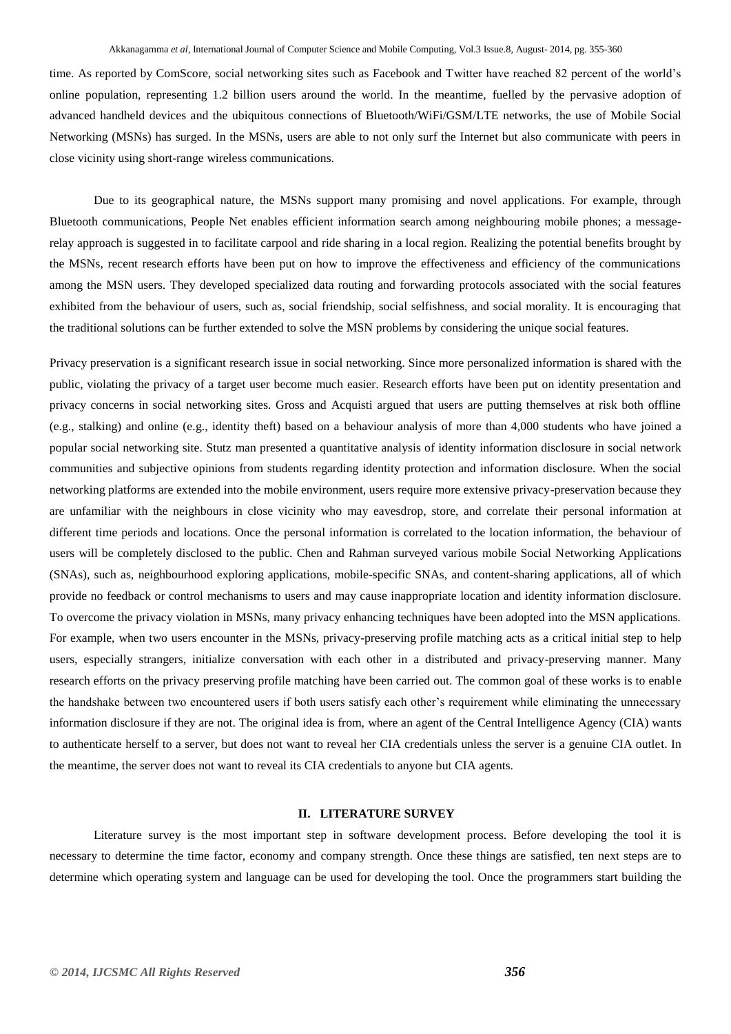time. As reported by ComScore, social networking sites such as Facebook and Twitter have reached 82 percent of the world's online population, representing 1.2 billion users around the world. In the meantime, fuelled by the pervasive adoption of advanced handheld devices and the ubiquitous connections of Bluetooth/WiFi/GSM/LTE networks, the use of Mobile Social Networking (MSNs) has surged. In the MSNs, users are able to not only surf the Internet but also communicate with peers in close vicinity using short-range wireless communications.

Due to its geographical nature, the MSNs support many promising and novel applications. For example, through Bluetooth communications, People Net enables efficient information search among neighbouring mobile phones; a message-relay approach is suggested in to facilitate carpool and ride sharing in a local region. Realizing the potential benefits brought by the MSNs, recent research efforts have been put on how to improve the effectiveness and efficiency of the communications among the MSN users. They developed specialized data routing and forwarding protocols associated with the social features exhibited from the behaviour of users, such as, social friendship, social selfishness, and social morality. It is encouraging that the traditional solutions can be further extended to solve the MSN problems by considering the unique social features.

Privacy preservation is a significant research issue in social networking. Since more personalized information is shared with the public, violating the privacy of a target user become much easier. Research efforts have been put on identity presentation and privacy concerns in social networking sites. Gross and Acquisti argued that users are putting themselves at risk both offline (e.g., stalking) and online (e.g., identity theft) based on a behaviour analysis of more than 4,000 students who have joined a popular social networking site. Stutz man presented a quantitative analysis of identity information disclosure in social network communities and subjective opinions from students regarding identity protection and information disclosure. When the social networking platforms are extended into the mobile environment, users require more extensive privacy-preservation because they are unfamiliar with the neighbours in close vicinity who may eavesdrop, store, and correlate their personal information at different time periods and locations. Once the personal information is correlated to the location information, the behaviour of users will be completely disclosed to the public. Chen and Rahman surveyed various mobile Social Networking Applications (SNAs), such as, neighbourhood exploring applications, mobile-specific SNAs, and content-sharing applications, all of which provide no feedback or control mechanisms to users and may cause inappropriate location and identity information disclosure. To overcome the privacy violation in MSNs, many privacy enhancing techniques have been adopted into the MSN applications. For example, when two users encounter in the MSNs, privacy-preserving profile matching acts as a critical initial step to help users, especially strangers, initialize conversation with each other in a distributed and privacy-preserving manner. Many research efforts on the privacy preserving profile matching have been carried out. The common goal of these works is to enable the handshake between two encountered users if both users satisfy each other's requirement while eliminating the unnecessary information disclosure if they are not. The original idea is from, where an agent of the Central Intelligence Agency (CIA) wants to authenticate herself to a server, but does not want to reveal her CIA credentials unless the server is a genuine CIA outlet. In the meantime, the server does not want to reveal its CIA credentials to anyone but CIA agents.

## II. LITERATURE SURVEY

Literature survey is the most important step in software development process. Before developing the tool it is necessary to determine the time factor, economy and company strength. Once these things are satisfied, ten next steps are to determine which operating system and language can be used for developing the tool. Once the programmers start building the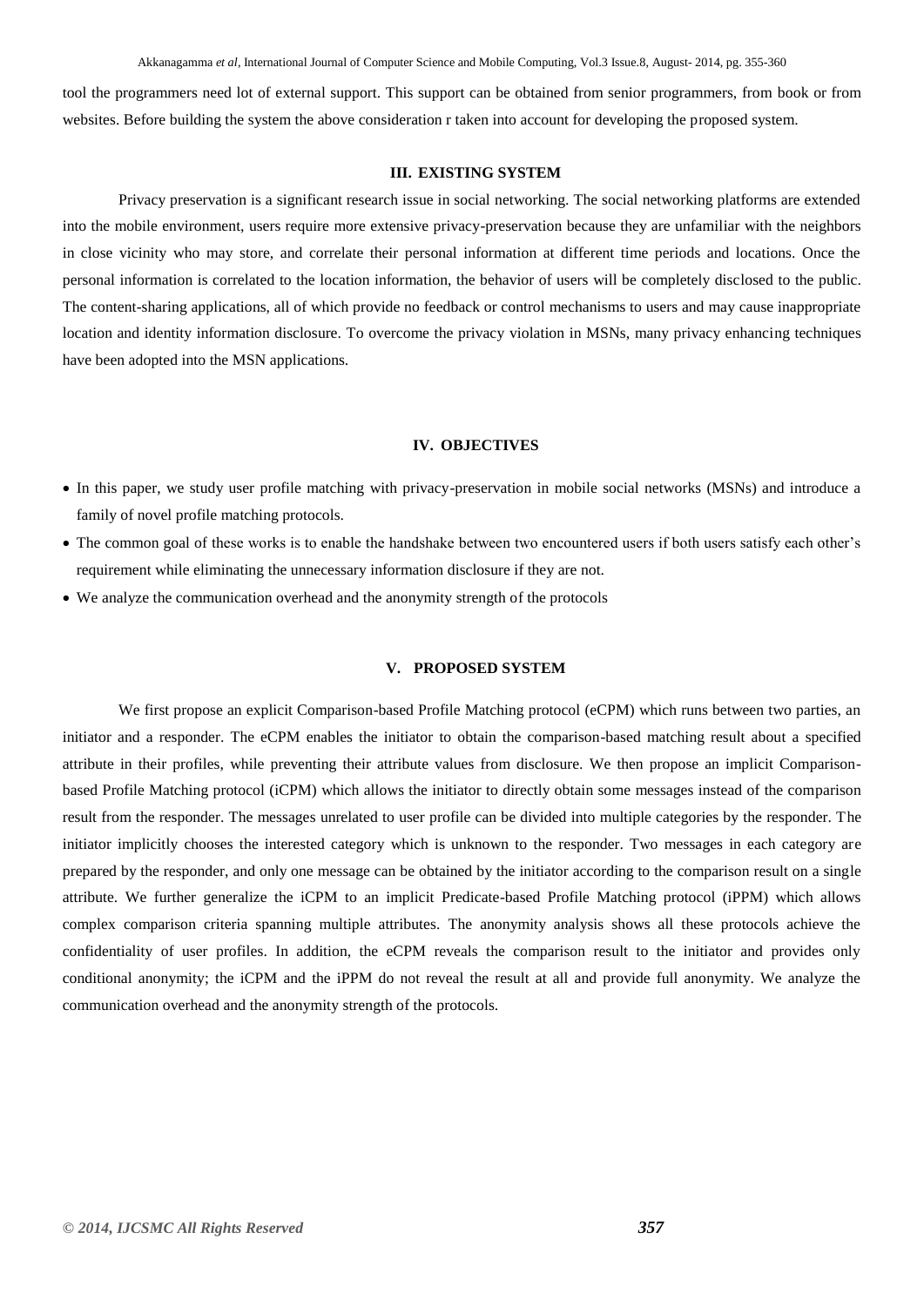tool the programmers need lot of external support. This support can be obtained from senior programmers, from book or from websites. Before building the system the above consideration r taken into account for developing the proposed system.

## III. EXISTING SYSTEM

Privacy preservation is a significant research issue in social networking. The social networking platforms are extended into the mobile environment, users require more extensive privacy-preservation because they are unfamiliar with the neighbors in close vicinity who may store, and correlate their personal information at different time periods and locations. Once the personal information is correlated to the location information, the behavior of users will be completely disclosed to the public. The content-sharing applications, all of which provide no feedback or control mechanisms to users and may cause inappropriate location and identity information disclosure. To overcome the privacy violation in MSNs, many privacy enhancing techniques have been adopted into the MSN applications.

## IV. OBJECTIVES

- In this paper, we study user profile matching with privacy-preservation in mobile social networks (MSNs) and introduce a family of novel profile matching protocols.
- The common goal of these works is to enable the handshake between two encountered users if both users satisfy each other's requirement while eliminating the unnecessary information disclosure if they are not.
- We analyze the communication overhead and the anonymity strength of the protocols

## V. PROPOSED SYSTEM

We first propose an explicit Comparison-based Profile Matching protocol (eCPM) which runs between two parties, an initiator and a responder. The eCPM enables the initiator to obtain the comparison-based matching result about a specified attribute in their profiles, while preventing their attribute values from disclosure. We then propose an implicit Comparison-based Profile Matching protocol (iCPM) which allows the initiator to directly obtain some messages instead of the comparison result from the responder. The messages unrelated to user profile can be divided into multiple categories by the responder. The initiator implicitly chooses the interested category which is unknown to the responder. Two messages in each category are prepared by the responder, and only one message can be obtained by the initiator according to the comparison result on a single attribute. We further generalize the iCPM to an implicit Predicate-based Profile Matching protocol (iPPM) which allows complex comparison criteria spanning multiple attributes. The anonymity analysis shows all these protocols achieve the confidentiality of user profiles. In addition, the eCPM reveals the comparison result to the initiator and provides only conditional anonymity; the iCPM and the iPPM do not reveal the result at all and provide full anonymity. We analyze the communication overhead and the anonymity strength of the protocols.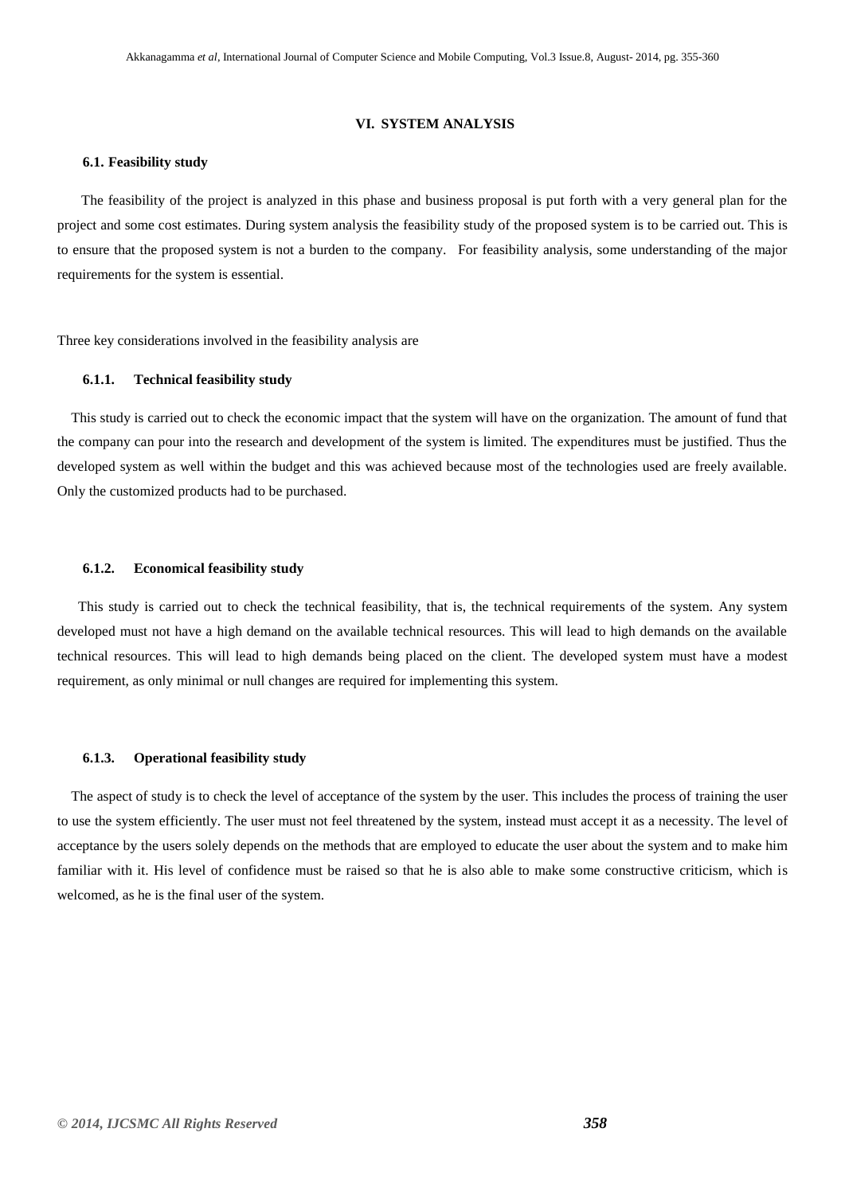## VI. SYSTEM ANALYSIS

### 6.1. Feasibility study

The feasibility of the project is analyzed in this phase and business proposal is put forth with a very general plan for the project and some cost estimates. During system analysis the feasibility study of the proposed system is to be carried out. This is to ensure that the proposed system is not a burden to the company. For feasibility analysis, some understanding of the major requirements for the system is essential.

Three key considerations involved in the feasibility analysis are

#### 6.1.1. Technical feasibility study

This study is carried out to check the economic impact that the system will have on the organization. The amount of fund that the company can pour into the research and development of the system is limited. The expenditures must be justified. Thus the developed system as well within the budget and this was achieved because most of the technologies used are freely available. Only the customized products had to be purchased.

#### 6.1.2. Economical feasibility study

This study is carried out to check the technical feasibility, that is, the technical requirements of the system. Any system developed must not have a high demand on the available technical resources. This will lead to high demands on the available technical resources. This will lead to high demands being placed on the client. The developed system must have a modest requirement, as only minimal or null changes are required for implementing this system.

#### 6.1.3. Operational feasibility study

The aspect of study is to check the level of acceptance of the system by the user. This includes the process of training the user to use the system efficiently. The user must not feel threatened by the system, instead must accept it as a necessity. The level of acceptance by the users solely depends on the methods that are employed to educate the user about the system and to make him familiar with it. His level of confidence must be raised so that he is also able to make some constructive criticism, which is welcomed, as he is the final user of the system.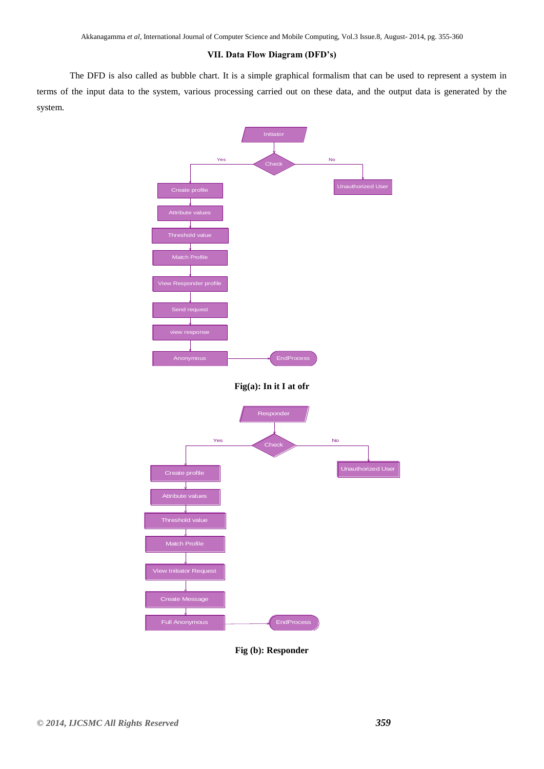## VII. Data Flow Diagram (DFD's)

The DFD is also called as bubble chart. It is a simple graphical formalism that can be used to represent a system in terms of the input data to the system, various processing carried out on these data, and the output data is generated by the system.

Initiator

Check

Yes

No

Unauthorized User

Create profile

Attribute values

Threshold value

Match Profile

View Responder profile

Send request

view response

Anonymous

EndProcess

**Fig(a): In it I at ofr**

Responder

Check

Yes

No

Unauthorized User

Create profile

Attribute values

Threshold value

Match Profile

View Initiator Request

Create Message

Full Anonymous

EndProcess

**Fig (b): Responder**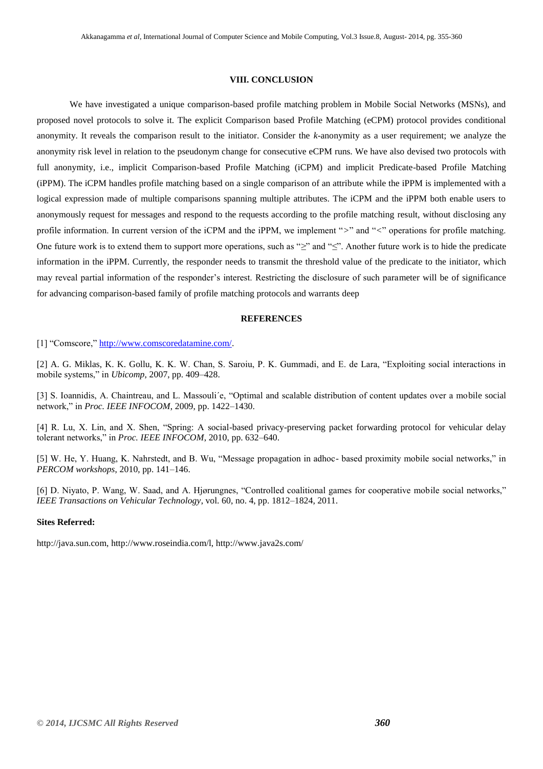## VIII. CONCLUSION

We have investigated a unique comparison-based profile matching problem in Mobile Social Networks (MSNs), and proposed novel protocols to solve it. The explicit Comparison based Profile Matching (eCPM) protocol provides conditional anonymity. It reveals the comparison result to the initiator. Consider the *k*-anonymity as a user requirement; we analyze the anonymity risk level in relation to the pseudonym change for consecutive eCPM runs. We have also devised two protocols with full anonymity, i.e., implicit Comparison-based Profile Matching (iCPM) and implicit Predicate-based Profile Matching (iPPM). The iCPM handles profile matching based on a single comparison of an attribute while the iPPM is implemented with a logical expression made of multiple comparisons spanning multiple attributes. The iCPM and the iPPM both enable users to anonymously request for messages and respond to the requests according to the profile matching result, without disclosing any profile information. In current version of the iCPM and the iPPM, we implement ">" and "<" operations for profile matching. One future work is to extend them to support more operations, such as "≥" and "≤". Another future work is to hide the predicate information in the iPPM. Currently, the responder needs to transmit the threshold value of the predicate to the initiator, which may reveal partial information of the responder's interest. Restricting the disclosure of such parameter will be of significance for advancing comparison-based family of profile matching protocols and warrants deep

## REFERENCES

[1] "Comscore," http://www.comscoredatamine.com/.

[2] A. G. Miklas, K. K. Gollu, K. K. W. Chan, S. Saroiu, P. K. Gummadi, and E. de Lara, "Exploiting social interactions in mobile systems," in *Ubicomp*, 2007, pp. 409–428.

[3] S. Ioannidis, A. Chaintreau, and L. Massouli´e, "Optimal and scalable distribution of content updates over a mobile social network," in *Proc. IEEE INFOCOM*, 2009, pp. 1422–1430.

[4] R. Lu, X. Lin, and X. Shen, "Spring: A social-based privacy-preserving packet forwarding protocol for vehicular delay tolerant networks," in *Proc. IEEE INFOCOM*, 2010, pp. 632–640.

[5] W. He, Y. Huang, K. Nahrstedt, and B. Wu, "Message propagation in adhoc- based proximity mobile social networks," in *PERCOM workshops*, 2010, pp. 141–146.

[6] D. Niyato, P. Wang, W. Saad, and A. Hjørungnes, "Controlled coalitional games for cooperative mobile social networks," *IEEE Transactions on Vehicular Technology*, vol. 60, no. 4, pp. 1812–1824, 2011.

**Sites Referred:**

http://java.sun.com, http://www.roseindia.com/l, http://www.java2s.com/